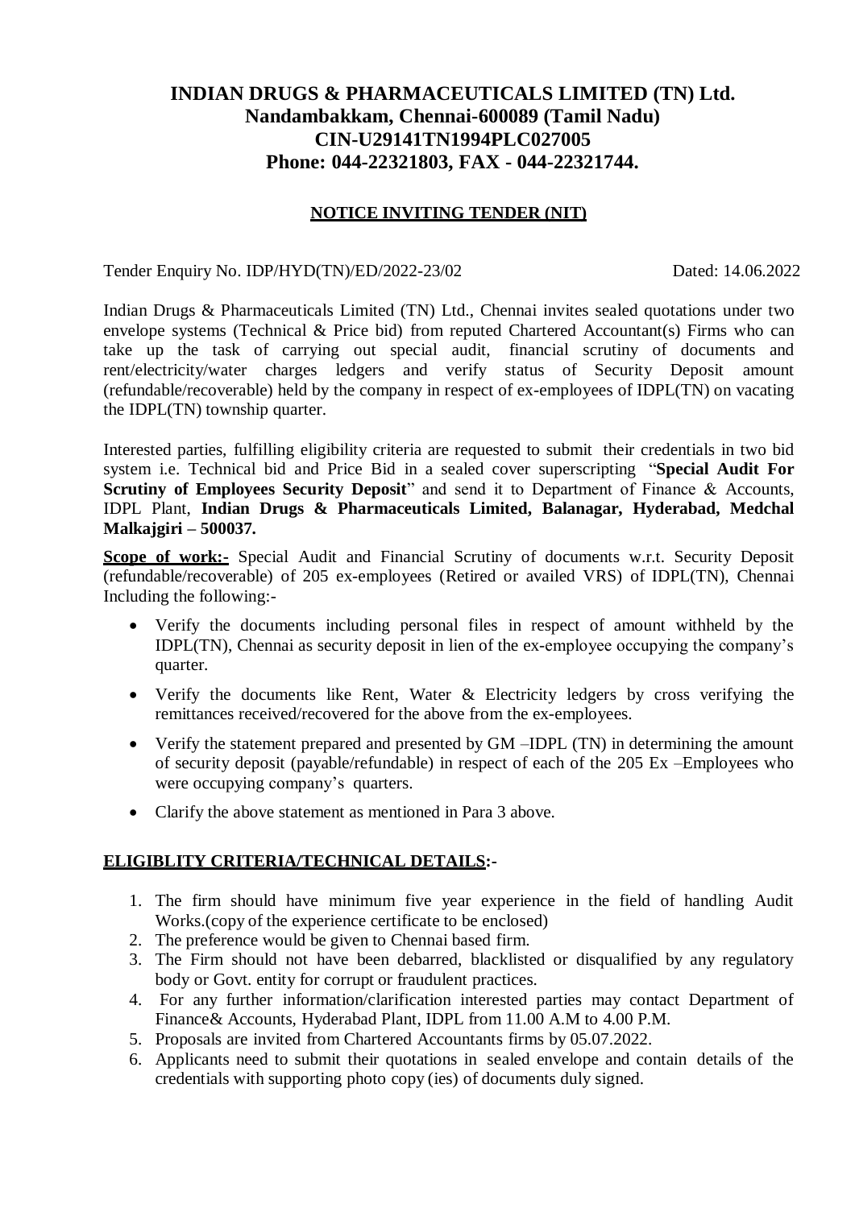# INDIAN DRUGS & PHARMACEUTICALS LIMITED (TN) Ltd.
## Nandambakkam, Chennai-600089 (Tamil Nadu)
## CIN-U29141TN1994PLC027005
## Phone: 044-22321803, FAX - 044-22321744.

### NOTICE INVITING TENDER (NIT)

Tender Enquiry No. IDP/HYD(TN)/ED/2022-23/02 Dated: 14.06.2022

Indian Drugs & Pharmaceuticals Limited (TN) Ltd., Chennai invites sealed quotations under two envelope systems (Technical & Price bid) from reputed Chartered Accountant(s) Firms who can take up the task of carrying out special audit, financial scrutiny of documents and rent/electricity/water charges ledgers and verify status of Security Deposit amount (refundable/recoverable) held by the company in respect of ex-employees of IDPL(TN) on vacating the IDPL(TN) township quarter.

Interested parties, fulfilling eligibility criteria are requested to submit their credentials in two bid system i.e. Technical bid and Price Bid in a sealed cover superscripting "**Special Audit For Scrutiny of Employees Security Deposit**" and send it to Department of Finance & Accounts, IDPL Plant, **Indian Drugs & Pharmaceuticals Limited, Balanagar, Hyderabad, Medchal Malkajgiri – 500037.**

**Scope of work:-** Special Audit and Financial Scrutiny of documents w.r.t. Security Deposit (refundable/recoverable) of 205 ex-employees (Retired or availed VRS) of IDPL(TN), Chennai Including the following:-

- Verify the documents including personal files in respect of amount withheld by the IDPL(TN), Chennai as security deposit in lien of the ex-employee occupying the company's quarter.
- Verify the documents like Rent, Water & Electricity ledgers by cross verifying the remittances received/recovered for the above from the ex-employees.
- Verify the statement prepared and presented by GM –IDPL (TN) in determining the amount of security deposit (payable/refundable) in respect of each of the 205 Ex –Employees who were occupying company's quarters.
- Clarify the above statement as mentioned in Para 3 above.

**ELIGIBLITY CRITERIA/TECHNICAL DETAILS:-**

1. The firm should have minimum five year experience in the field of handling Audit Works.(copy of the experience certificate to be enclosed)
2. The preference would be given to Chennai based firm.
3. The Firm should not have been debarred, blacklisted or disqualified by any regulatory body or Govt. entity for corrupt or fraudulent practices.
4. For any further information/clarification interested parties may contact Department of Finance& Accounts, Hyderabad Plant, IDPL from 11.00 A.M to 4.00 P.M.
5. Proposals are invited from Chartered Accountants firms by 05.07.2022.
6. Applicants need to submit their quotations in sealed envelope and contain details of the credentials with supporting photo copy (ies) of documents duly signed.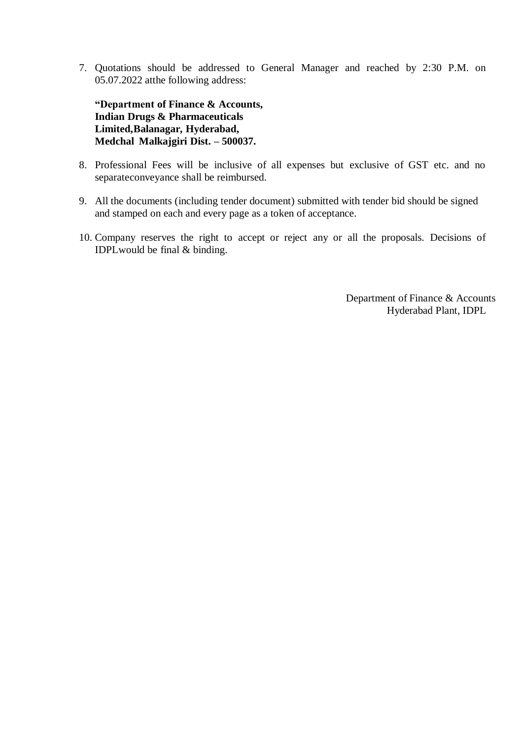7. Quotations should be addressed to General Manager and reached by 2:30 P.M. on 05.07.2022 atthe following address:

   **"Department of Finance & Accounts,**
   **Indian Drugs & Pharmaceuticals**
   **Limited,Balanagar, Hyderabad,**
   **Medchal Malkajgiri Dist. – 500037.**

8. Professional Fees will be inclusive of all expenses but exclusive of GST etc. and no separateconveyance shall be reimbursed.

9. All the documents (including tender document) submitted with tender bid should be signed and stamped on each and every page as a token of acceptance.

10. Company reserves the right to accept or reject any or all the proposals. Decisions of IDPLwould be final & binding.

Department of Finance & Accounts
Hyderabad Plant, IDPL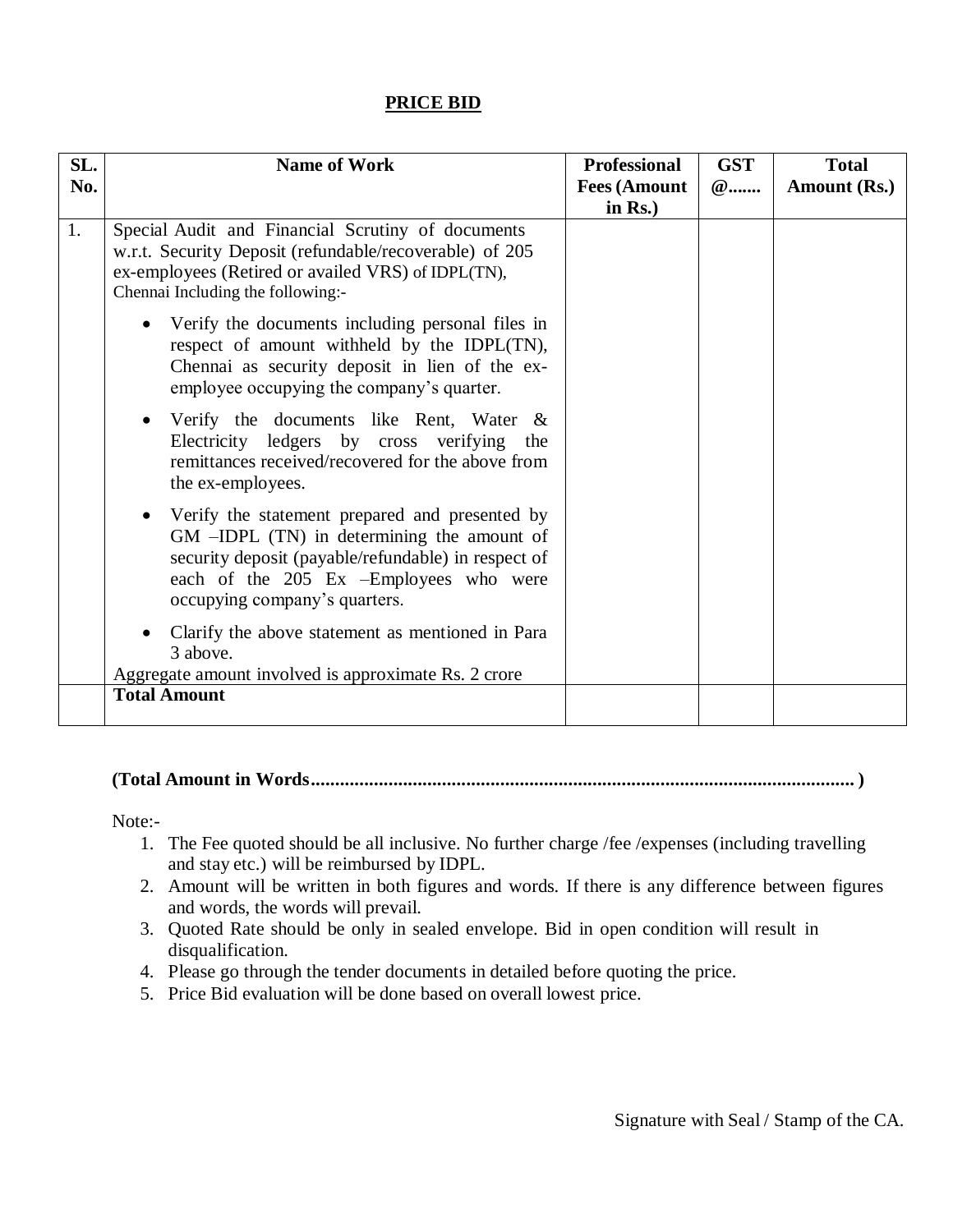## PRICE BID

| SL. No. | Name of Work | Professional Fees (Amount in Rs.) | GST @....... | Total Amount (Rs.) |
|---|---|---|---|---|
| 1. | Special Audit and Financial Scrutiny of documents w.r.t. Security Deposit (refundable/recoverable) of 205 ex-employees (Retired or availed VRS) of IDPL(TN), Chennai Including the following:-<br>• Verify the documents including personal files in respect of amount withheld by the IDPL(TN), Chennai as security deposit in lien of the ex-employee occupying the company's quarter.<br>• Verify the documents like Rent, Water & Electricity ledgers by cross verifying the remittances received/recovered for the above from the ex-employees.<br>• Verify the statement prepared and presented by GM –IDPL (TN) in determining the amount of security deposit (payable/refundable) in respect of each of the 205 Ex –Employees who were occupying company's quarters.<br>• Clarify the above statement as mentioned in Para 3 above.<br>Aggregate amount involved is approximate Rs. 2 crore | | | |
| | **Total Amount** | | | |

**(Total Amount in Words.............................................................................................................. )**

Note:-

1. The Fee quoted should be all inclusive. No further charge /fee /expenses (including travelling and stay etc.) will be reimbursed by IDPL.
2. Amount will be written in both figures and words. If there is any difference between figures and words, the words will prevail.
3. Quoted Rate should be only in sealed envelope. Bid in open condition will result in disqualification.
4. Please go through the tender documents in detailed before quoting the price.
5. Price Bid evaluation will be done based on overall lowest price.

Signature with Seal / Stamp of the CA.